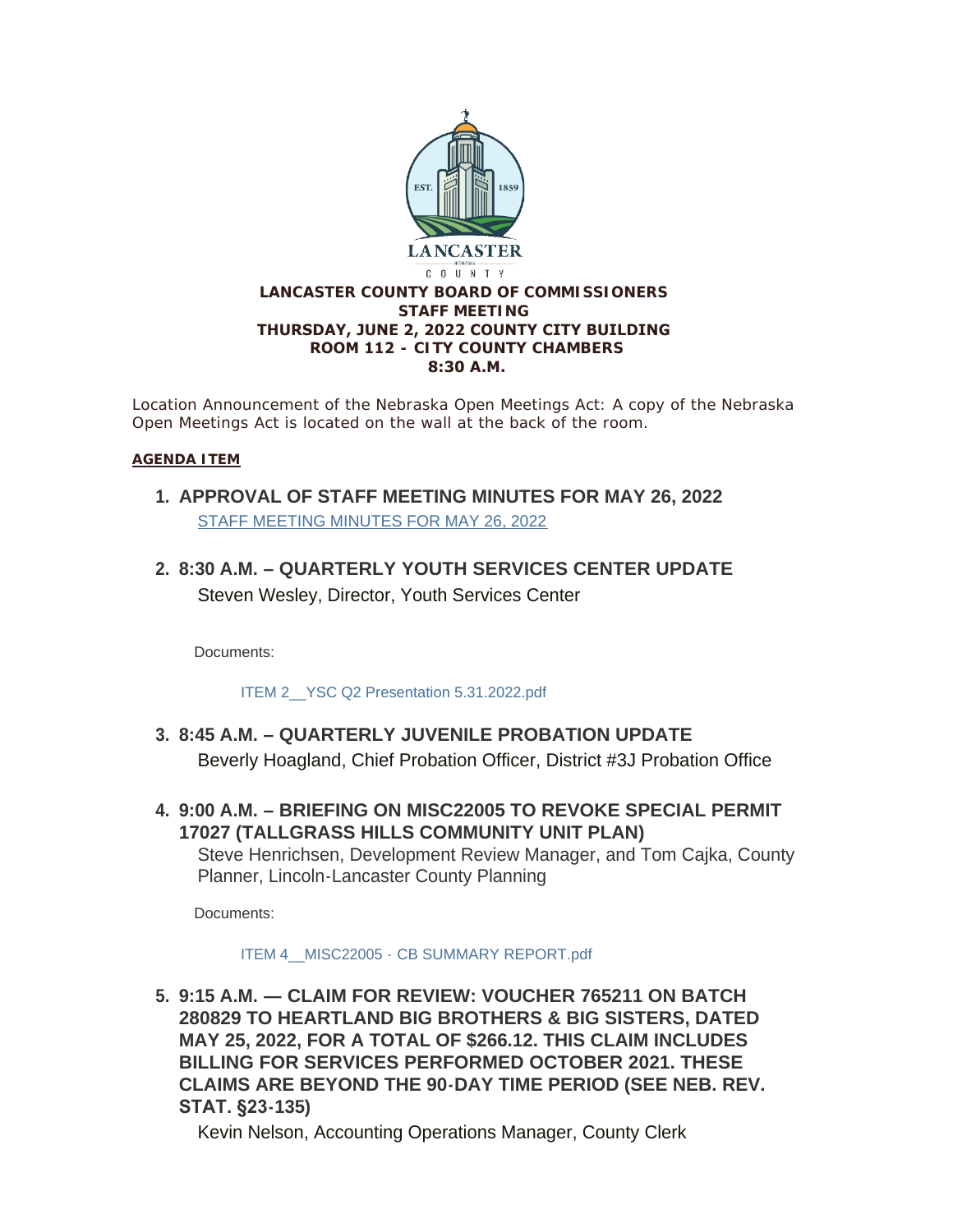**LANCASTER COUNTY BOARD OF COMMISSIONERS**
**STAFF MEETING**
**THURSDAY, JUNE 2, 2022 COUNTY CITY BUILDING**
**ROOM 112 - CITY COUNTY CHAMBERS**
**8:30 A.M.**

Location Announcement of the Nebraska Open Meetings Act: A copy of the Nebraska Open Meetings Act is located on the wall at the back of the room.

**AGENDA ITEM**

1. **APPROVAL OF STAFF MEETING MINUTES FOR MAY 26, 2022**

   STAFF MEETING MINUTES FOR MAY 26, 2022

2. **8:30 A.M. – QUARTERLY YOUTH SERVICES CENTER UPDATE**

   Steven Wesley, Director, Youth Services Center

   Documents:

   ITEM 2__YSC Q2 Presentation 5.31.2022.pdf

3. **8:45 A.M. – QUARTERLY JUVENILE PROBATION UPDATE**

   Beverly Hoagland, Chief Probation Officer, District #3J Probation Office

4. **9:00 A.M. – BRIEFING ON MISC22005 TO REVOKE SPECIAL PERMIT 17027 (TALLGRASS HILLS COMMUNITY UNIT PLAN)**

   Steve Henrichsen, Development Review Manager, and Tom Cajka, County Planner, Lincoln-Lancaster County Planning

   Documents:

   ITEM 4__MISC22005 - CB SUMMARY REPORT.pdf

5. **9:15 A.M. — CLAIM FOR REVIEW: VOUCHER 765211 ON BATCH 280829 TO HEARTLAND BIG BROTHERS & BIG SISTERS, DATED MAY 25, 2022, FOR A TOTAL OF $266.12. THIS CLAIM INCLUDES BILLING FOR SERVICES PERFORMED OCTOBER 2021. THESE CLAIMS ARE BEYOND THE 90-DAY TIME PERIOD (SEE NEB. REV. STAT. §23-135)**

   Kevin Nelson, Accounting Operations Manager, County Clerk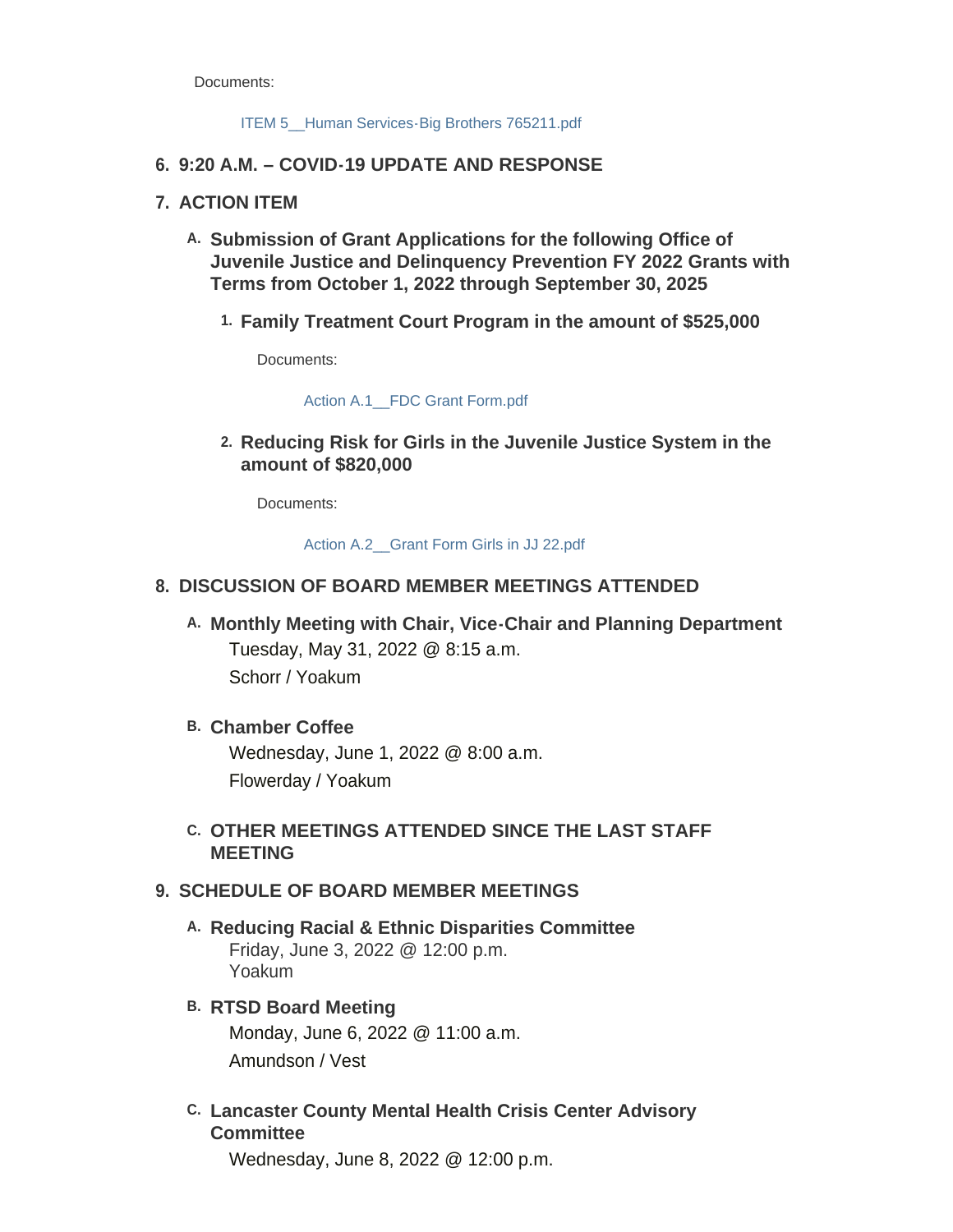Documents:

ITEM 5__Human Services-Big Brothers 765211.pdf

6. **9:20 A.M. – COVID-19 UPDATE AND RESPONSE**

7. **ACTION ITEM**

   A. **Submission of Grant Applications for the following Office of Juvenile Justice and Delinquency Prevention FY 2022 Grants with Terms from October 1, 2022 through September 30, 2025**

      1. **Family Treatment Court Program in the amount of $525,000**

         Documents:

         Action A.1__FDC Grant Form.pdf

      2. **Reducing Risk for Girls in the Juvenile Justice System in the amount of $820,000**

         Documents:

         Action A.2__Grant Form Girls in JJ 22.pdf

8. **DISCUSSION OF BOARD MEMBER MEETINGS ATTENDED**

   A. **Monthly Meeting with Chair, Vice-Chair and Planning Department**
   Tuesday, May 31, 2022 @ 8:15 a.m.
   Schorr / Yoakum

   B. **Chamber Coffee**
   Wednesday, June 1, 2022 @ 8:00 a.m.
   Flowerday / Yoakum

   C. **OTHER MEETINGS ATTENDED SINCE THE LAST STAFF MEETING**

9. **SCHEDULE OF BOARD MEMBER MEETINGS**

   A. **Reducing Racial & Ethnic Disparities Committee**
   Friday, June 3, 2022 @ 12:00 p.m.
   Yoakum

   B. **RTSD Board Meeting**
   Monday, June 6, 2022 @ 11:00 a.m.
   Amundson / Vest

   C. **Lancaster County Mental Health Crisis Center Advisory Committee**
   Wednesday, June 8, 2022 @ 12:00 p.m.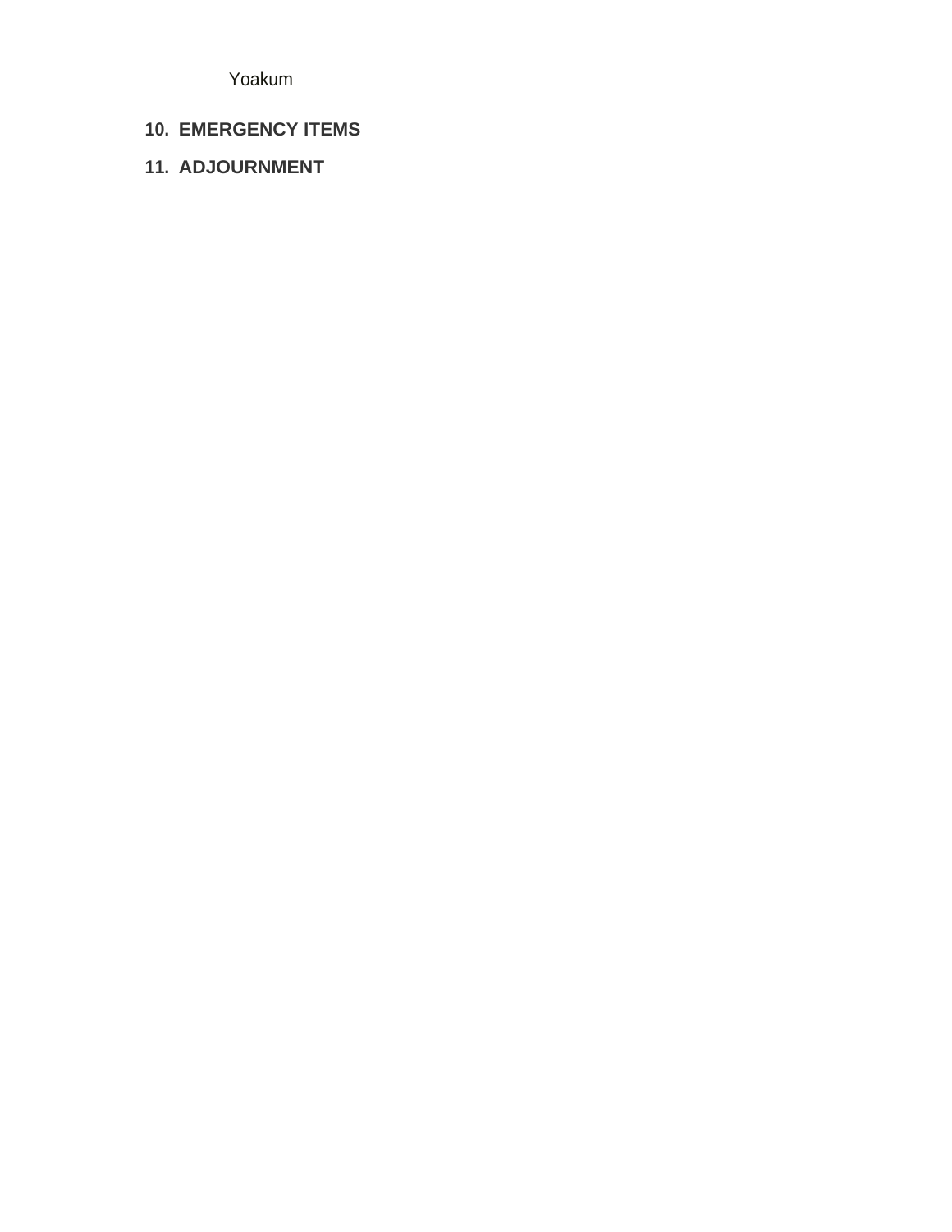Yoakum

**10. EMERGENCY ITEMS**

**11. ADJOURNMENT**